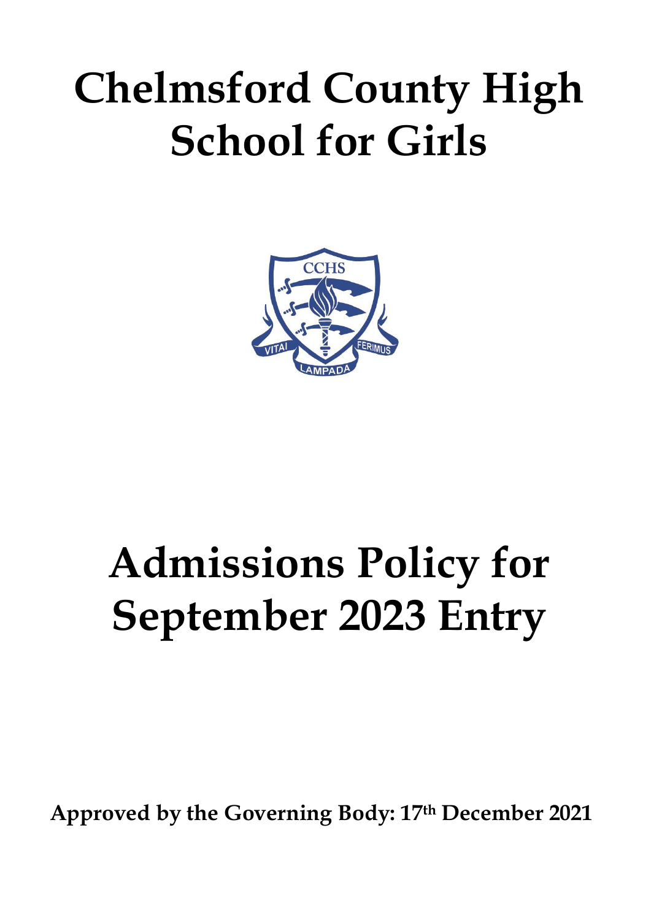# Chelmsford County High School for Girls

# Admissions Policy for September 2023 Entry

**Approved by the Governing Body: 17th December 2021**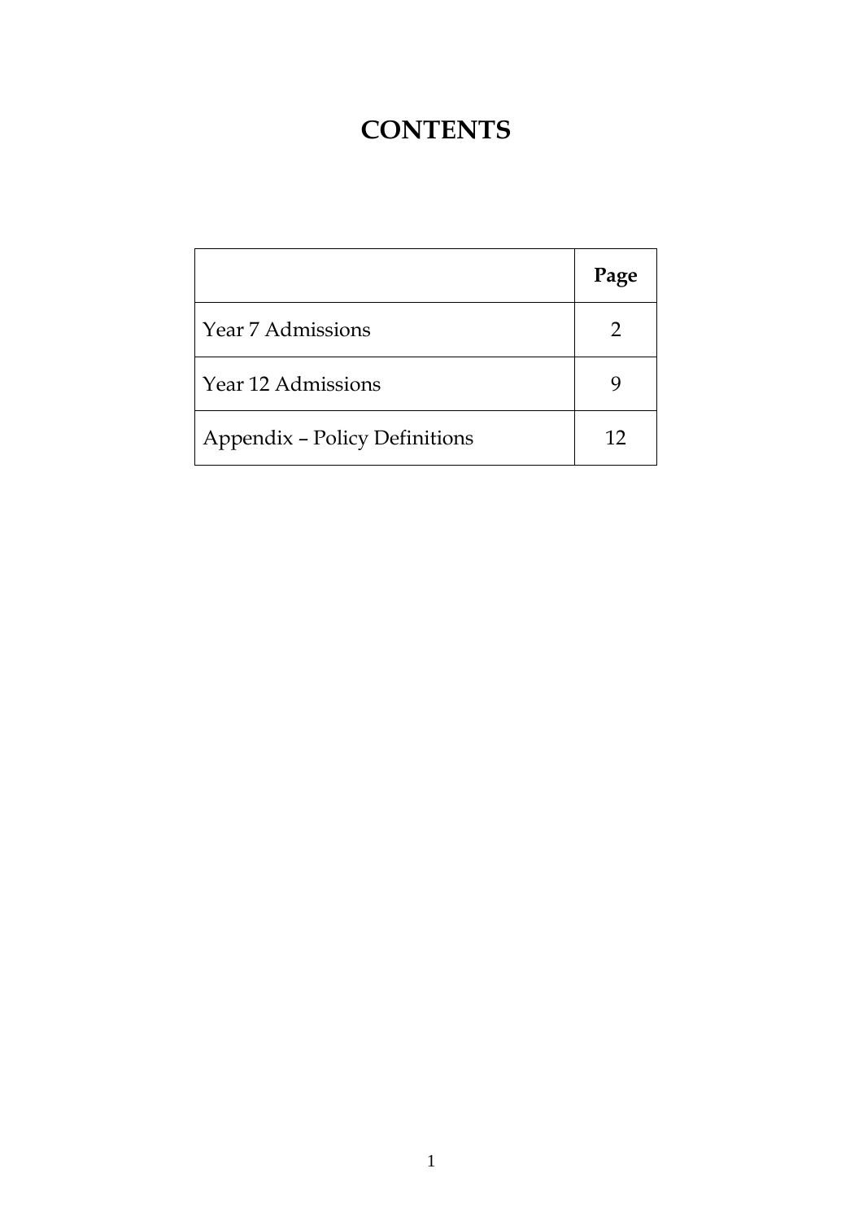# CONTENTS

| | Page |
|---|---|
| Year 7 Admissions | 2 |
| Year 12 Admissions | 9 |
| Appendix – Policy Definitions | 12 |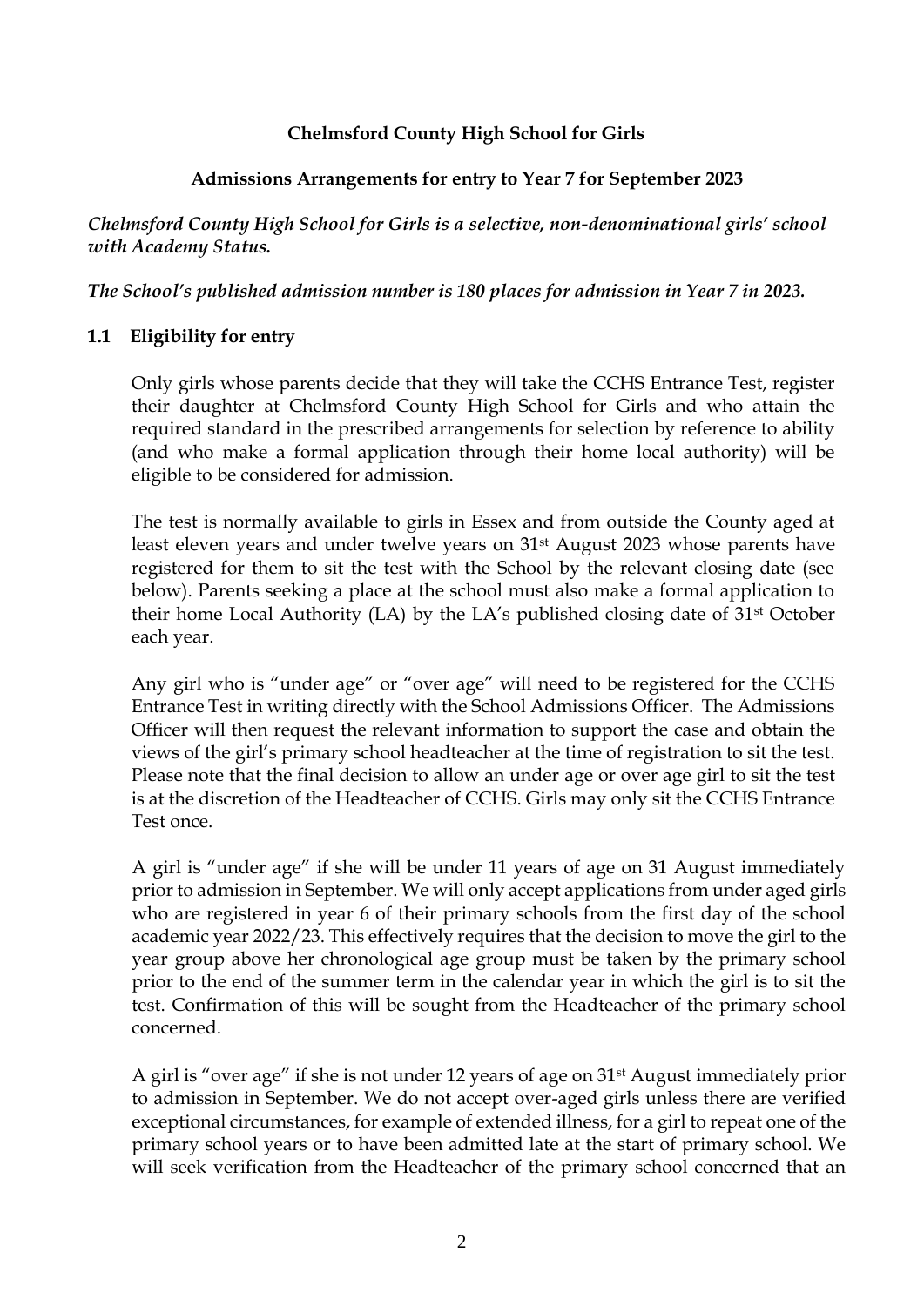**Chelmsford County High School for Girls**

**Admissions Arrangements for entry to Year 7 for September 2023**

***Chelmsford County High School for Girls is a selective, non-denominational girls' school with Academy Status.***

***The School's published admission number is 180 places for admission in Year 7 in 2023.***

## 1.1 Eligibility for entry

Only girls whose parents decide that they will take the CCHS Entrance Test, register their daughter at Chelmsford County High School for Girls and who attain the required standard in the prescribed arrangements for selection by reference to ability (and who make a formal application through their home local authority) will be eligible to be considered for admission.

The test is normally available to girls in Essex and from outside the County aged at least eleven years and under twelve years on 31st August 2023 whose parents have registered for them to sit the test with the School by the relevant closing date (see below). Parents seeking a place at the school must also make a formal application to their home Local Authority (LA) by the LA's published closing date of 31st October each year.

Any girl who is "under age" or "over age" will need to be registered for the CCHS Entrance Test in writing directly with the School Admissions Officer. The Admissions Officer will then request the relevant information to support the case and obtain the views of the girl's primary school headteacher at the time of registration to sit the test. Please note that the final decision to allow an under age or over age girl to sit the test is at the discretion of the Headteacher of CCHS. Girls may only sit the CCHS Entrance Test once.

A girl is "under age" if she will be under 11 years of age on 31 August immediately prior to admission in September. We will only accept applications from under aged girls who are registered in year 6 of their primary schools from the first day of the school academic year 2022/23. This effectively requires that the decision to move the girl to the year group above her chronological age group must be taken by the primary school prior to the end of the summer term in the calendar year in which the girl is to sit the test. Confirmation of this will be sought from the Headteacher of the primary school concerned.

A girl is "over age" if she is not under 12 years of age on 31st August immediately prior to admission in September. We do not accept over-aged girls unless there are verified exceptional circumstances, for example of extended illness, for a girl to repeat one of the primary school years or to have been admitted late at the start of primary school. We will seek verification from the Headteacher of the primary school concerned that an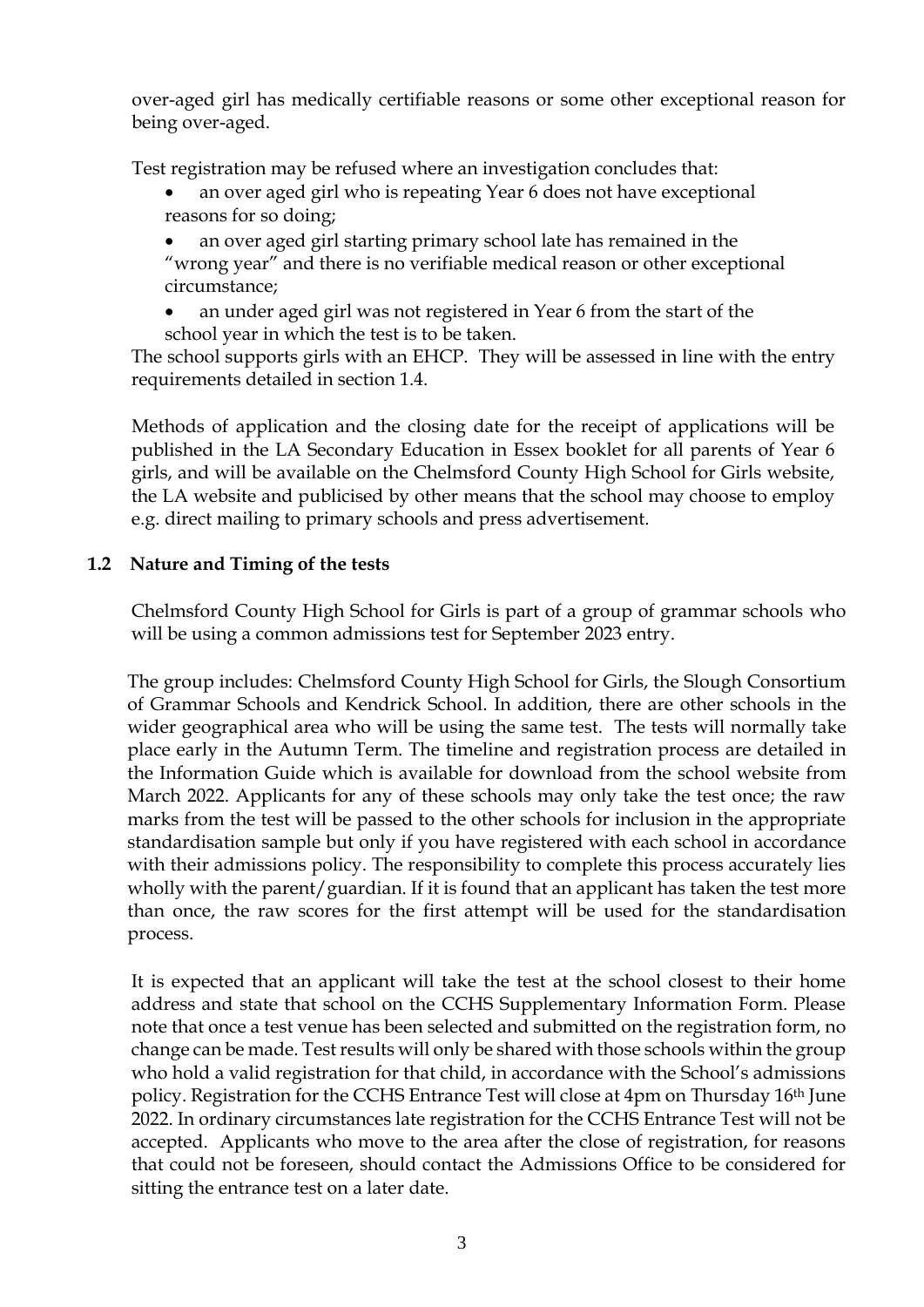over-aged girl has medically certifiable reasons or some other exceptional reason for being over-aged.

Test registration may be refused where an investigation concludes that:

- an over aged girl who is repeating Year 6 does not have exceptional reasons for so doing;
- an over aged girl starting primary school late has remained in the "wrong year" and there is no verifiable medical reason or other exceptional circumstance;
- an under aged girl was not registered in Year 6 from the start of the school year in which the test is to be taken.

The school supports girls with an EHCP. They will be assessed in line with the entry requirements detailed in section 1.4.

Methods of application and the closing date for the receipt of applications will be published in the LA Secondary Education in Essex booklet for all parents of Year 6 girls, and will be available on the Chelmsford County High School for Girls website, the LA website and publicised by other means that the school may choose to employ e.g. direct mailing to primary schools and press advertisement.

### 1.2 Nature and Timing of the tests

Chelmsford County High School for Girls is part of a group of grammar schools who will be using a common admissions test for September 2023 entry.

The group includes: Chelmsford County High School for Girls, the Slough Consortium of Grammar Schools and Kendrick School. In addition, there are other schools in the wider geographical area who will be using the same test. The tests will normally take place early in the Autumn Term. The timeline and registration process are detailed in the Information Guide which is available for download from the school website from March 2022. Applicants for any of these schools may only take the test once; the raw marks from the test will be passed to the other schools for inclusion in the appropriate standardisation sample but only if you have registered with each school in accordance with their admissions policy. The responsibility to complete this process accurately lies wholly with the parent/guardian. If it is found that an applicant has taken the test more than once, the raw scores for the first attempt will be used for the standardisation process.

It is expected that an applicant will take the test at the school closest to their home address and state that school on the CCHS Supplementary Information Form. Please note that once a test venue has been selected and submitted on the registration form, no change can be made. Test results will only be shared with those schools within the group who hold a valid registration for that child, in accordance with the School's admissions policy. Registration for the CCHS Entrance Test will close at 4pm on Thursday 16th June 2022. In ordinary circumstances late registration for the CCHS Entrance Test will not be accepted. Applicants who move to the area after the close of registration, for reasons that could not be foreseen, should contact the Admissions Office to be considered for sitting the entrance test on a later date.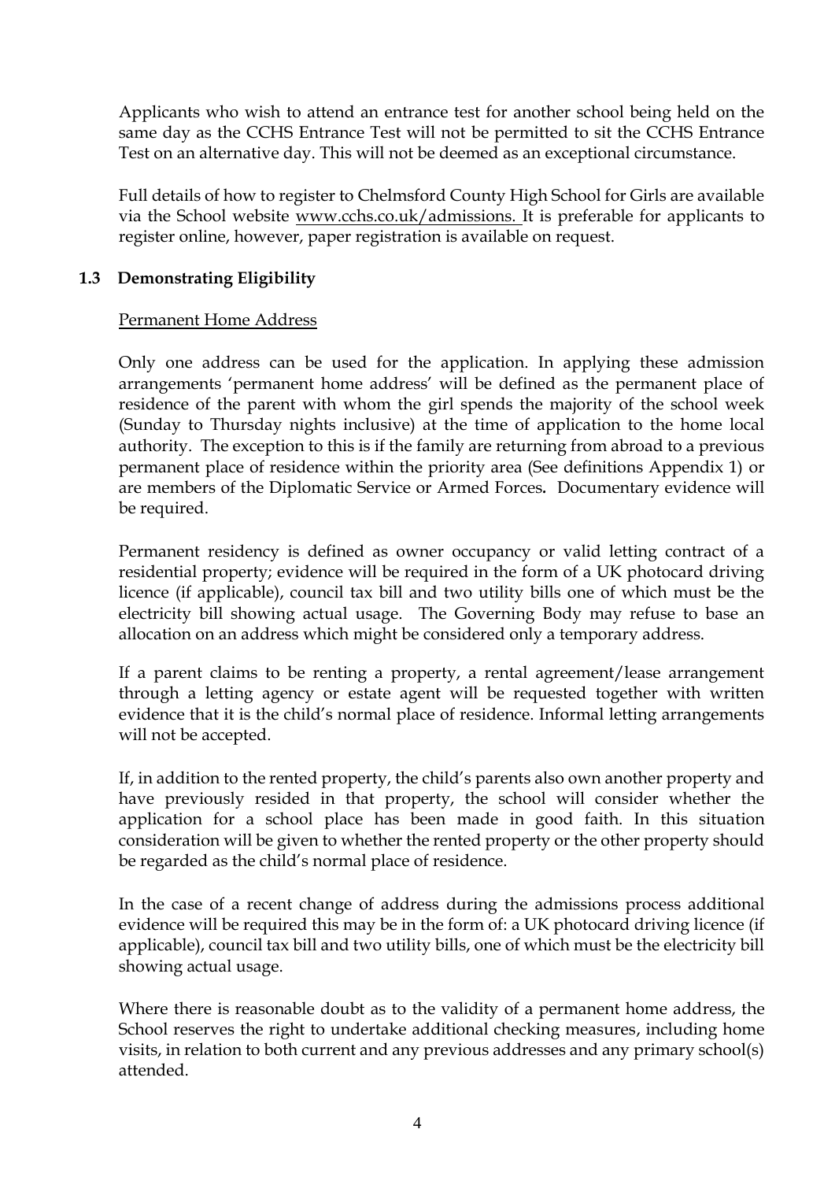Applicants who wish to attend an entrance test for another school being held on the same day as the CCHS Entrance Test will not be permitted to sit the CCHS Entrance Test on an alternative day. This will not be deemed as an exceptional circumstance.

Full details of how to register to Chelmsford County High School for Girls are available via the School website www.cchs.co.uk/admissions. It is preferable for applicants to register online, however, paper registration is available on request.

### 1.3 Demonstrating Eligibility

Permanent Home Address

Only one address can be used for the application. In applying these admission arrangements 'permanent home address' will be defined as the permanent place of residence of the parent with whom the girl spends the majority of the school week (Sunday to Thursday nights inclusive) at the time of application to the home local authority. The exception to this is if the family are returning from abroad to a previous permanent place of residence within the priority area (See definitions Appendix 1) or are members of the Diplomatic Service or Armed Forces. Documentary evidence will be required.

Permanent residency is defined as owner occupancy or valid letting contract of a residential property; evidence will be required in the form of a UK photocard driving licence (if applicable), council tax bill and two utility bills one of which must be the electricity bill showing actual usage. The Governing Body may refuse to base an allocation on an address which might be considered only a temporary address.

If a parent claims to be renting a property, a rental agreement/lease arrangement through a letting agency or estate agent will be requested together with written evidence that it is the child's normal place of residence. Informal letting arrangements will not be accepted.

If, in addition to the rented property, the child's parents also own another property and have previously resided in that property, the school will consider whether the application for a school place has been made in good faith. In this situation consideration will be given to whether the rented property or the other property should be regarded as the child's normal place of residence.

In the case of a recent change of address during the admissions process additional evidence will be required this may be in the form of: a UK photocard driving licence (if applicable), council tax bill and two utility bills, one of which must be the electricity bill showing actual usage.

Where there is reasonable doubt as to the validity of a permanent home address, the School reserves the right to undertake additional checking measures, including home visits, in relation to both current and any previous addresses and any primary school(s) attended.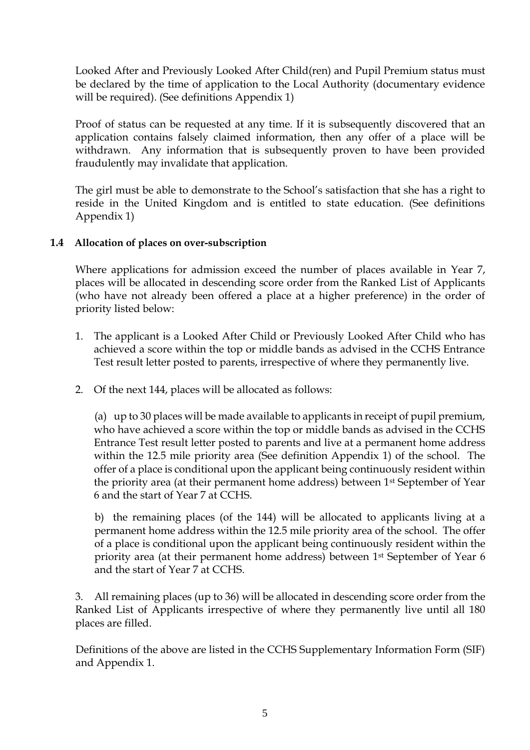Looked After and Previously Looked After Child(ren) and Pupil Premium status must be declared by the time of application to the Local Authority (documentary evidence will be required). (See definitions Appendix 1)

Proof of status can be requested at any time. If it is subsequently discovered that an application contains falsely claimed information, then any offer of a place will be withdrawn. Any information that is subsequently proven to have been provided fraudulently may invalidate that application.

The girl must be able to demonstrate to the School's satisfaction that she has a right to reside in the United Kingdom and is entitled to state education. (See definitions Appendix 1)

### 1.4 Allocation of places on over-subscription

Where applications for admission exceed the number of places available in Year 7, places will be allocated in descending score order from the Ranked List of Applicants (who have not already been offered a place at a higher preference) in the order of priority listed below:

1. The applicant is a Looked After Child or Previously Looked After Child who has achieved a score within the top or middle bands as advised in the CCHS Entrance Test result letter posted to parents, irrespective of where they permanently live.

2. Of the next 144, places will be allocated as follows:

   (a) up to 30 places will be made available to applicants in receipt of pupil premium, who have achieved a score within the top or middle bands as advised in the CCHS Entrance Test result letter posted to parents and live at a permanent home address within the 12.5 mile priority area (See definition Appendix 1) of the school. The offer of a place is conditional upon the applicant being continuously resident within the priority area (at their permanent home address) between 1st September of Year 6 and the start of Year 7 at CCHS.

   b) the remaining places (of the 144) will be allocated to applicants living at a permanent home address within the 12.5 mile priority area of the school. The offer of a place is conditional upon the applicant being continuously resident within the priority area (at their permanent home address) between 1st September of Year 6 and the start of Year 7 at CCHS.

3. All remaining places (up to 36) will be allocated in descending score order from the Ranked List of Applicants irrespective of where they permanently live until all 180 places are filled.

Definitions of the above are listed in the CCHS Supplementary Information Form (SIF) and Appendix 1.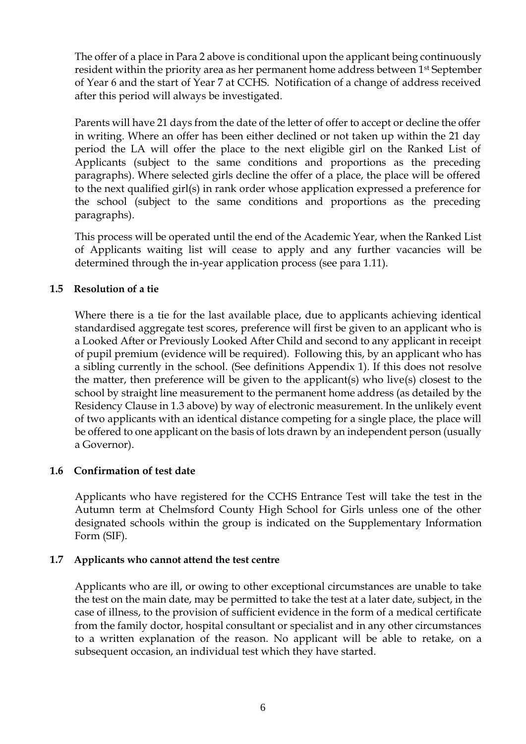The offer of a place in Para 2 above is conditional upon the applicant being continuously resident within the priority area as her permanent home address between 1st September of Year 6 and the start of Year 7 at CCHS. Notification of a change of address received after this period will always be investigated.

Parents will have 21 days from the date of the letter of offer to accept or decline the offer in writing. Where an offer has been either declined or not taken up within the 21 day period the LA will offer the place to the next eligible girl on the Ranked List of Applicants (subject to the same conditions and proportions as the preceding paragraphs). Where selected girls decline the offer of a place, the place will be offered to the next qualified girl(s) in rank order whose application expressed a preference for the school (subject to the same conditions and proportions as the preceding paragraphs).

This process will be operated until the end of the Academic Year, when the Ranked List of Applicants waiting list will cease to apply and any further vacancies will be determined through the in-year application process (see para 1.11).

### 1.5 Resolution of a tie

Where there is a tie for the last available place, due to applicants achieving identical standardised aggregate test scores, preference will first be given to an applicant who is a Looked After or Previously Looked After Child and second to any applicant in receipt of pupil premium (evidence will be required). Following this, by an applicant who has a sibling currently in the school. (See definitions Appendix 1). If this does not resolve the matter, then preference will be given to the applicant(s) who live(s) closest to the school by straight line measurement to the permanent home address (as detailed by the Residency Clause in 1.3 above) by way of electronic measurement. In the unlikely event of two applicants with an identical distance competing for a single place, the place will be offered to one applicant on the basis of lots drawn by an independent person (usually a Governor).

### 1.6 Confirmation of test date

Applicants who have registered for the CCHS Entrance Test will take the test in the Autumn term at Chelmsford County High School for Girls unless one of the other designated schools within the group is indicated on the Supplementary Information Form (SIF).

### 1.7 Applicants who cannot attend the test centre

Applicants who are ill, or owing to other exceptional circumstances are unable to take the test on the main date, may be permitted to take the test at a later date, subject, in the case of illness, to the provision of sufficient evidence in the form of a medical certificate from the family doctor, hospital consultant or specialist and in any other circumstances to a written explanation of the reason. No applicant will be able to retake, on a subsequent occasion, an individual test which they have started.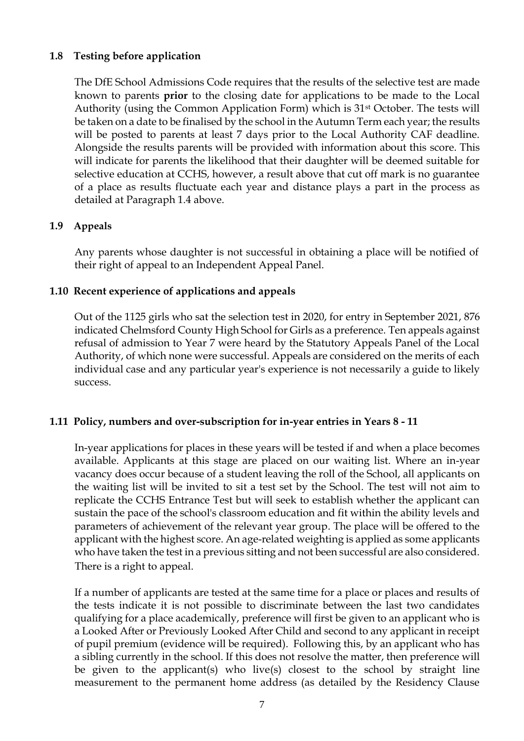### 1.8 Testing before application

The DfE School Admissions Code requires that the results of the selective test are made known to parents **prior** to the closing date for applications to be made to the Local Authority (using the Common Application Form) which is 31st October. The tests will be taken on a date to be finalised by the school in the Autumn Term each year; the results will be posted to parents at least 7 days prior to the Local Authority CAF deadline. Alongside the results parents will be provided with information about this score. This will indicate for parents the likelihood that their daughter will be deemed suitable for selective education at CCHS, however, a result above that cut off mark is no guarantee of a place as results fluctuate each year and distance plays a part in the process as detailed at Paragraph 1.4 above.

### 1.9 Appeals

Any parents whose daughter is not successful in obtaining a place will be notified of their right of appeal to an Independent Appeal Panel.

### 1.10 Recent experience of applications and appeals

Out of the 1125 girls who sat the selection test in 2020, for entry in September 2021, 876 indicated Chelmsford County High School for Girls as a preference. Ten appeals against refusal of admission to Year 7 were heard by the Statutory Appeals Panel of the Local Authority, of which none were successful. Appeals are considered on the merits of each individual case and any particular year's experience is not necessarily a guide to likely success.

### 1.11 Policy, numbers and over-subscription for in-year entries in Years 8 - 11

In-year applications for places in these years will be tested if and when a place becomes available. Applicants at this stage are placed on our waiting list. Where an in-year vacancy does occur because of a student leaving the roll of the School, all applicants on the waiting list will be invited to sit a test set by the School. The test will not aim to replicate the CCHS Entrance Test but will seek to establish whether the applicant can sustain the pace of the school's classroom education and fit within the ability levels and parameters of achievement of the relevant year group. The place will be offered to the applicant with the highest score. An age-related weighting is applied as some applicants who have taken the test in a previous sitting and not been successful are also considered. There is a right to appeal.

If a number of applicants are tested at the same time for a place or places and results of the tests indicate it is not possible to discriminate between the last two candidates qualifying for a place academically, preference will first be given to an applicant who is a Looked After or Previously Looked After Child and second to any applicant in receipt of pupil premium (evidence will be required). Following this, by an applicant who has a sibling currently in the school. If this does not resolve the matter, then preference will be given to the applicant(s) who live(s) closest to the school by straight line measurement to the permanent home address (as detailed by the Residency Clause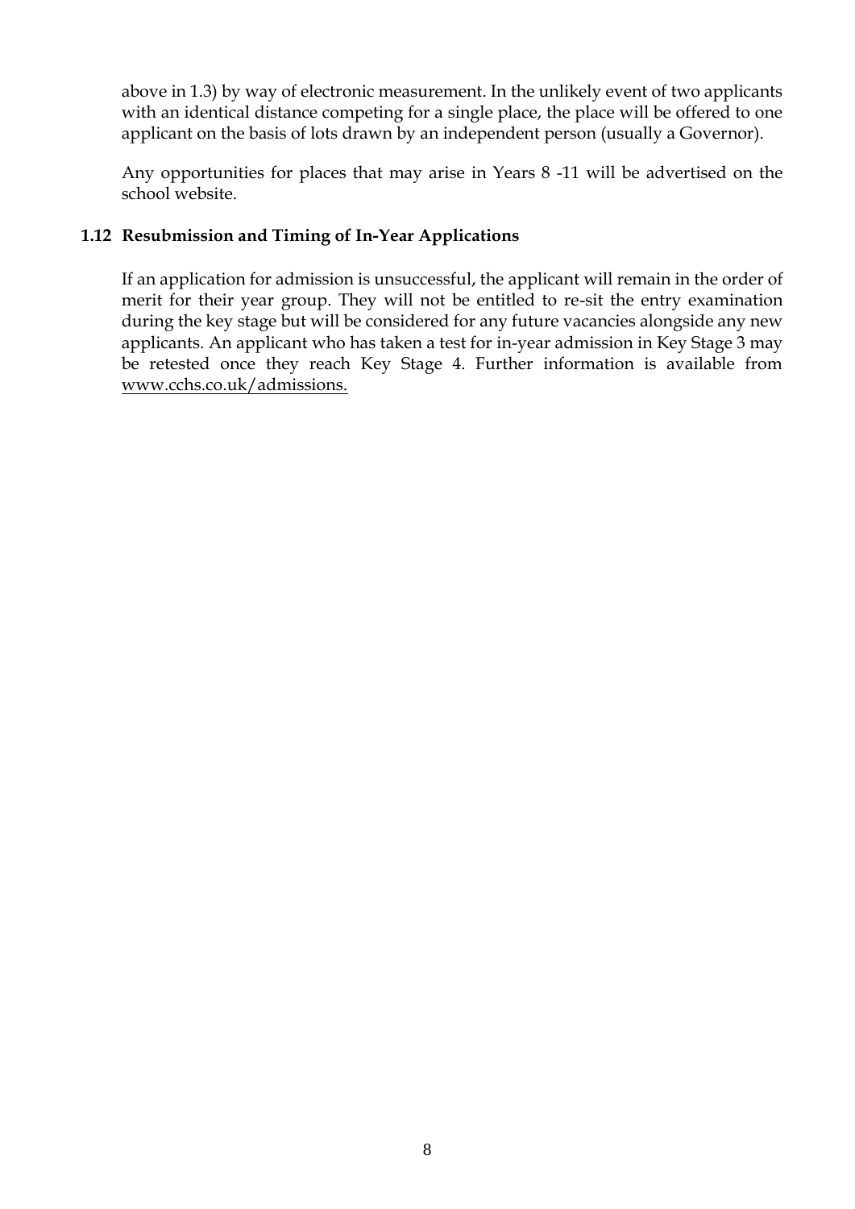above in 1.3) by way of electronic measurement. In the unlikely event of two applicants with an identical distance competing for a single place, the place will be offered to one applicant on the basis of lots drawn by an independent person (usually a Governor).

Any opportunities for places that may arise in Years 8 -11 will be advertised on the school website.

### 1.12 Resubmission and Timing of In-Year Applications

If an application for admission is unsuccessful, the applicant will remain in the order of merit for their year group. They will not be entitled to re-sit the entry examination during the key stage but will be considered for any future vacancies alongside any new applicants. An applicant who has taken a test for in-year admission in Key Stage 3 may be retested once they reach Key Stage 4. Further information is available from www.cchs.co.uk/admissions.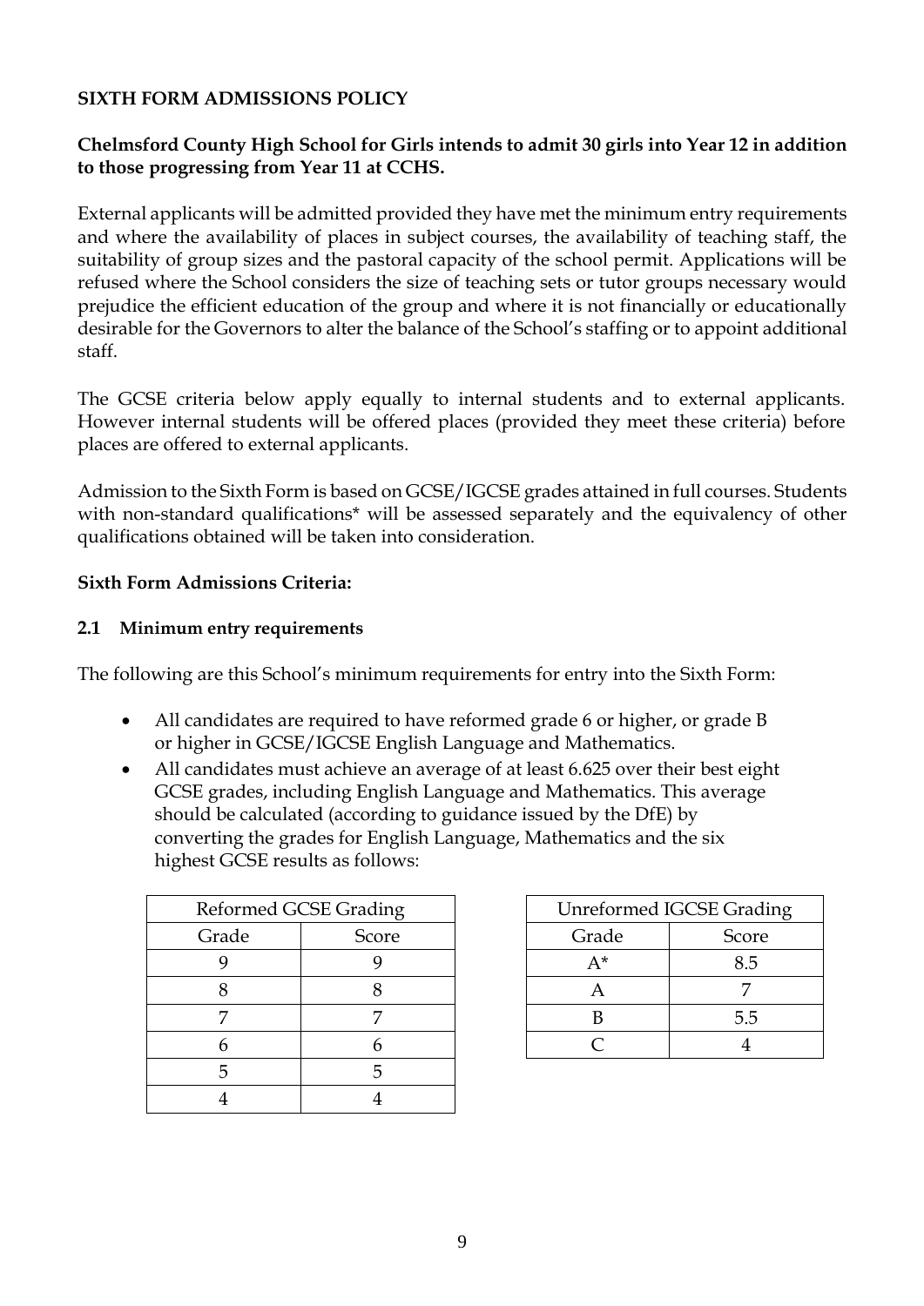**SIXTH FORM ADMISSIONS POLICY**

**Chelmsford County High School for Girls intends to admit 30 girls into Year 12 in addition to those progressing from Year 11 at CCHS.**

External applicants will be admitted provided they have met the minimum entry requirements and where the availability of places in subject courses, the availability of teaching staff, the suitability of group sizes and the pastoral capacity of the school permit. Applications will be refused where the School considers the size of teaching sets or tutor groups necessary would prejudice the efficient education of the group and where it is not financially or educationally desirable for the Governors to alter the balance of the School's staffing or to appoint additional staff.

The GCSE criteria below apply equally to internal students and to external applicants. However internal students will be offered places (provided they meet these criteria) before places are offered to external applicants.

Admission to the Sixth Form is based on GCSE/IGCSE grades attained in full courses. Students with non-standard qualifications* will be assessed separately and the equivalency of other qualifications obtained will be taken into consideration.

**Sixth Form Admissions Criteria:**

**2.1 Minimum entry requirements**

The following are this School's minimum requirements for entry into the Sixth Form:

- All candidates are required to have reformed grade 6 or higher, or grade B or higher in GCSE/IGCSE English Language and Mathematics.
- All candidates must achieve an average of at least 6.625 over their best eight GCSE grades, including English Language and Mathematics. This average should be calculated (according to guidance issued by the DfE) by converting the grades for English Language, Mathematics and the six highest GCSE results as follows:

| Reformed GCSE Grading | |
|---|---|
| Grade | Score |
| 9 | 9 |
| 8 | 8 |
| 7 | 7 |
| 6 | 6 |
| 5 | 5 |
| 4 | 4 |

| Unreformed IGCSE Grading | |
|---|---|
| Grade | Score |
| A* | 8.5 |
| A | 7 |
| B | 5.5 |
| C | 4 |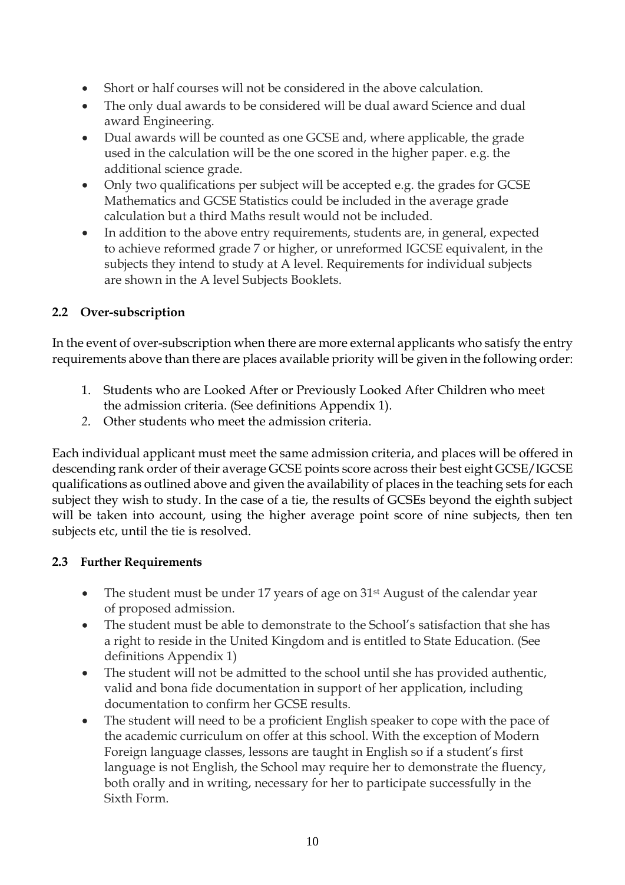- Short or half courses will not be considered in the above calculation.
- The only dual awards to be considered will be dual award Science and dual award Engineering.
- Dual awards will be counted as one GCSE and, where applicable, the grade used in the calculation will be the one scored in the higher paper. e.g. the additional science grade.
- Only two qualifications per subject will be accepted e.g. the grades for GCSE Mathematics and GCSE Statistics could be included in the average grade calculation but a third Maths result would not be included.
- In addition to the above entry requirements, students are, in general, expected to achieve reformed grade 7 or higher, or unreformed IGCSE equivalent, in the subjects they intend to study at A level. Requirements for individual subjects are shown in the A level Subjects Booklets.

### 2.2 Over-subscription

In the event of over-subscription when there are more external applicants who satisfy the entry requirements above than there are places available priority will be given in the following order:

1. Students who are Looked After or Previously Looked After Children who meet the admission criteria. (See definitions Appendix 1).
2. Other students who meet the admission criteria.

Each individual applicant must meet the same admission criteria, and places will be offered in descending rank order of their average GCSE points score across their best eight GCSE/IGCSE qualifications as outlined above and given the availability of places in the teaching sets for each subject they wish to study. In the case of a tie, the results of GCSEs beyond the eighth subject will be taken into account, using the higher average point score of nine subjects, then ten subjects etc, until the tie is resolved.

### 2.3 Further Requirements

- The student must be under 17 years of age on 31st August of the calendar year of proposed admission.
- The student must be able to demonstrate to the School's satisfaction that she has a right to reside in the United Kingdom and is entitled to State Education. (See definitions Appendix 1)
- The student will not be admitted to the school until she has provided authentic, valid and bona fide documentation in support of her application, including documentation to confirm her GCSE results.
- The student will need to be a proficient English speaker to cope with the pace of the academic curriculum on offer at this school. With the exception of Modern Foreign language classes, lessons are taught in English so if a student's first language is not English, the School may require her to demonstrate the fluency, both orally and in writing, necessary for her to participate successfully in the Sixth Form.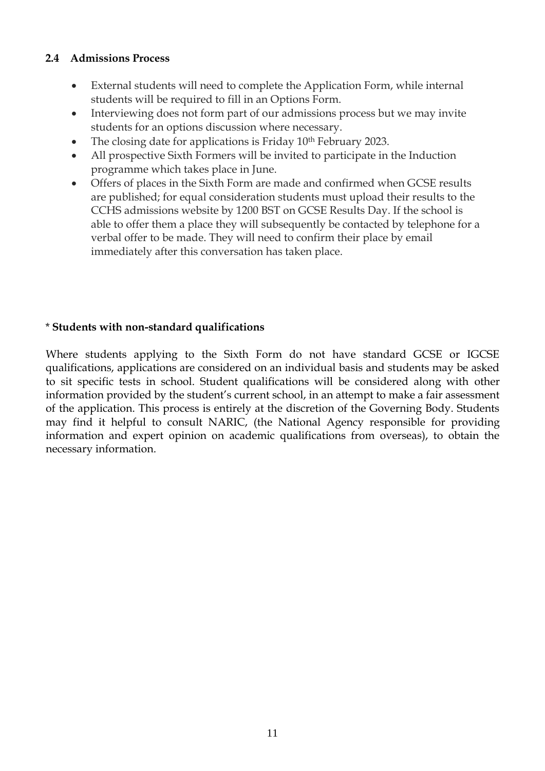### 2.4 Admissions Process

- External students will need to complete the Application Form, while internal students will be required to fill in an Options Form.
- Interviewing does not form part of our admissions process but we may invite students for an options discussion where necessary.
- The closing date for applications is Friday 10th February 2023.
- All prospective Sixth Formers will be invited to participate in the Induction programme which takes place in June.
- Offers of places in the Sixth Form are made and confirmed when GCSE results are published; for equal consideration students must upload their results to the CCHS admissions website by 1200 BST on GCSE Results Day. If the school is able to offer them a place they will subsequently be contacted by telephone for a verbal offer to be made. They will need to confirm their place by email immediately after this conversation has taken place.

**\* Students with non-standard qualifications**

Where students applying to the Sixth Form do not have standard GCSE or IGCSE qualifications, applications are considered on an individual basis and students may be asked to sit specific tests in school. Student qualifications will be considered along with other information provided by the student's current school, in an attempt to make a fair assessment of the application. This process is entirely at the discretion of the Governing Body. Students may find it helpful to consult NARIC, (the National Agency responsible for providing information and expert opinion on academic qualifications from overseas), to obtain the necessary information.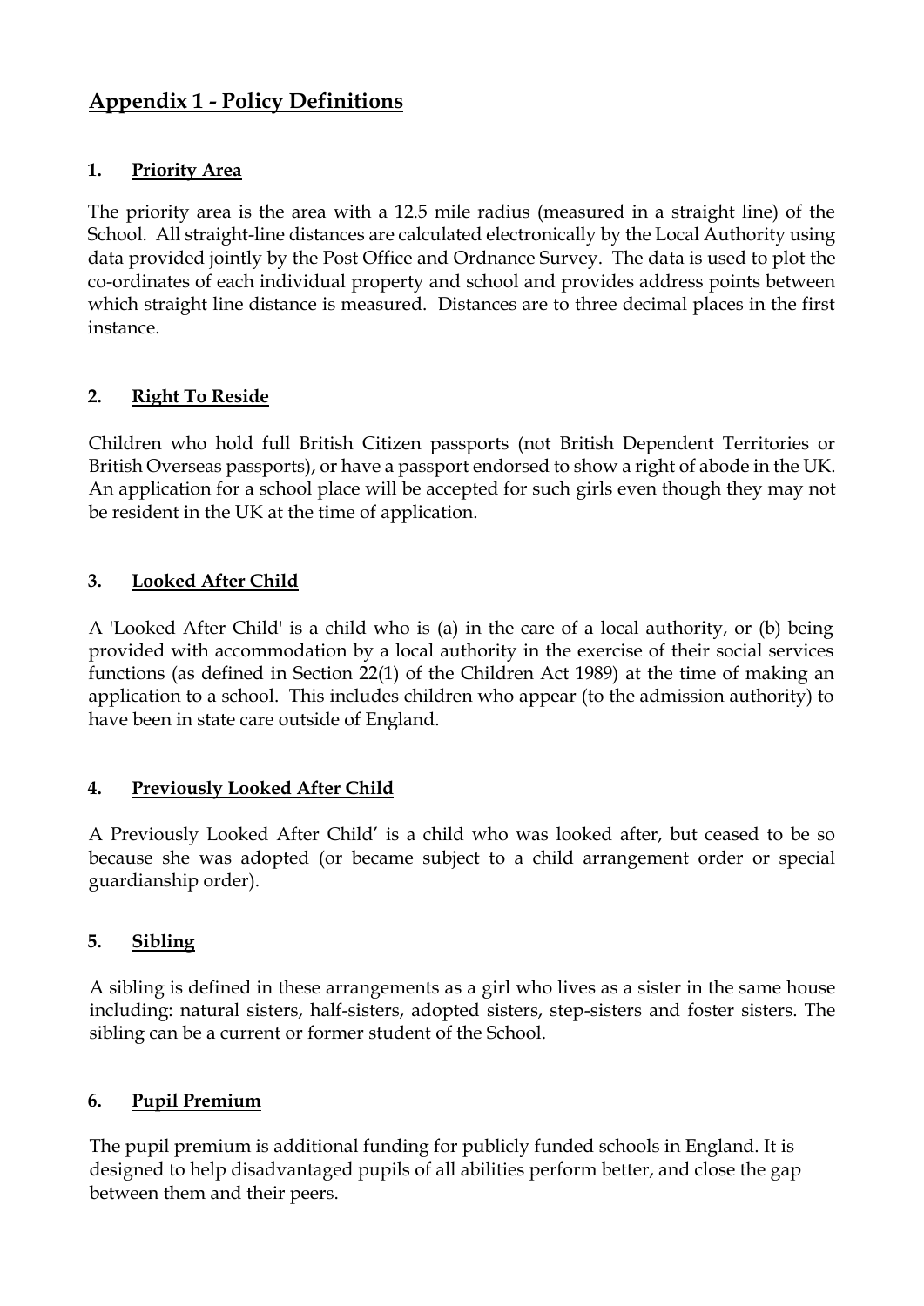## Appendix 1 - Policy Definitions

### 1. Priority Area

The priority area is the area with a 12.5 mile radius (measured in a straight line) of the School. All straight-line distances are calculated electronically by the Local Authority using data provided jointly by the Post Office and Ordnance Survey. The data is used to plot the co-ordinates of each individual property and school and provides address points between which straight line distance is measured. Distances are to three decimal places in the first instance.

### 2. Right To Reside

Children who hold full British Citizen passports (not British Dependent Territories or British Overseas passports), or have a passport endorsed to show a right of abode in the UK. An application for a school place will be accepted for such girls even though they may not be resident in the UK at the time of application.

### 3. Looked After Child

A 'Looked After Child' is a child who is (a) in the care of a local authority, or (b) being provided with accommodation by a local authority in the exercise of their social services functions (as defined in Section 22(1) of the Children Act 1989) at the time of making an application to a school. This includes children who appear (to the admission authority) to have been in state care outside of England.

### 4. Previously Looked After Child

A Previously Looked After Child' is a child who was looked after, but ceased to be so because she was adopted (or became subject to a child arrangement order or special guardianship order).

### 5. Sibling

A sibling is defined in these arrangements as a girl who lives as a sister in the same house including: natural sisters, half-sisters, adopted sisters, step-sisters and foster sisters. The sibling can be a current or former student of the School.

### 6. Pupil Premium

The pupil premium is additional funding for publicly funded schools in England. It is designed to help disadvantaged pupils of all abilities perform better, and close the gap between them and their peers.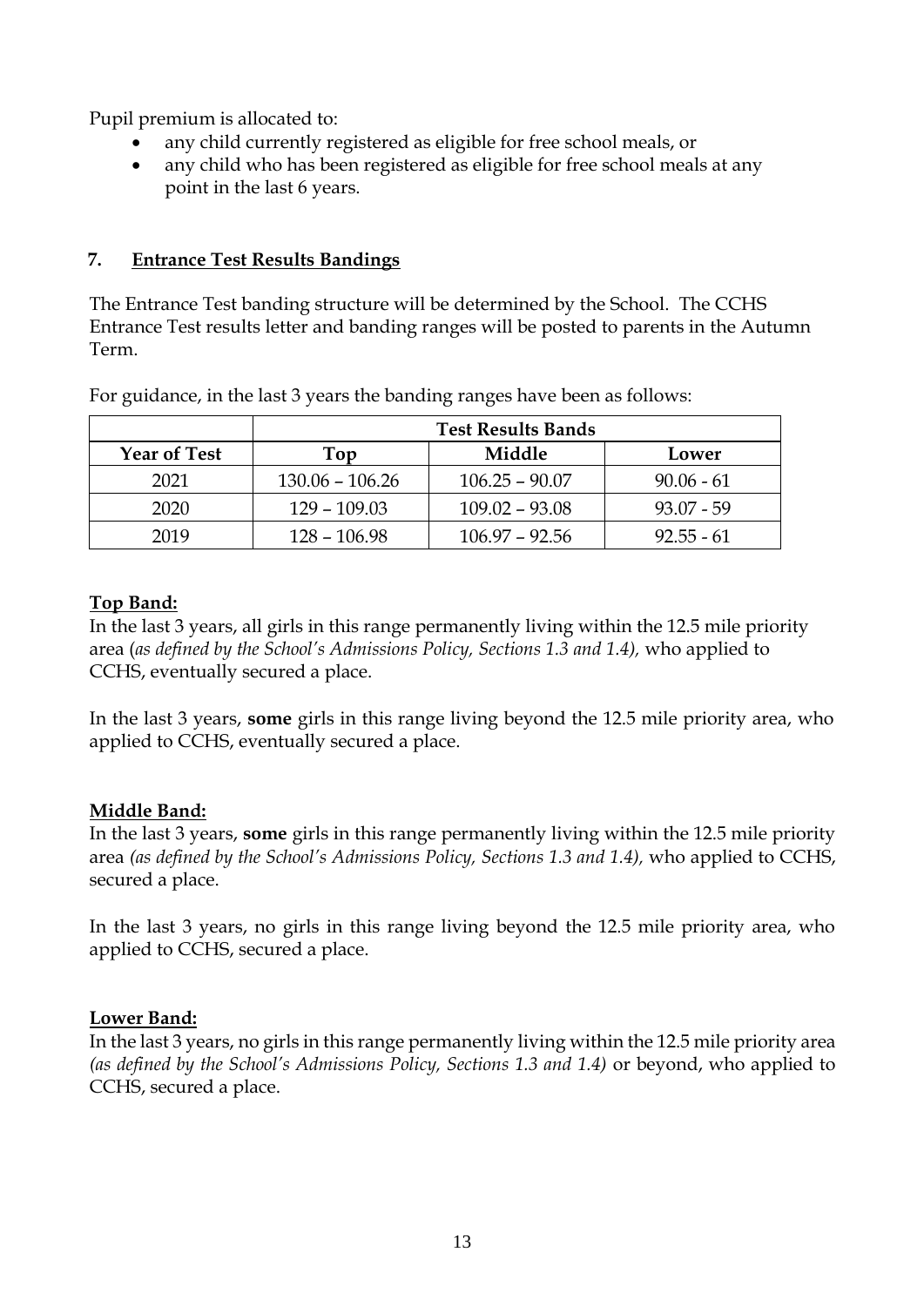Pupil premium is allocated to:

- any child currently registered as eligible for free school meals, or
- any child who has been registered as eligible for free school meals at any point in the last 6 years.

## 7. Entrance Test Results Bandings

The Entrance Test banding structure will be determined by the School. The CCHS Entrance Test results letter and banding ranges will be posted to parents in the Autumn Term.

For guidance, in the last 3 years the banding ranges have been as follows:

| | Test Results Bands | | |
|---|---|---|---|
| **Year of Test** | **Top** | **Middle** | **Lower** |
| 2021 | 130.06 – 106.26 | 106.25 – 90.07 | 90.06 - 61 |
| 2020 | 129 – 109.03 | 109.02 – 93.08 | 93.07 - 59 |
| 2019 | 128 – 106.98 | 106.97 – 92.56 | 92.55 - 61 |

**Top Band:**

In the last 3 years, all girls in this range permanently living within the 12.5 mile priority area (*as defined by the School's Admissions Policy, Sections 1.3 and 1.4),* who applied to CCHS, eventually secured a place.

In the last 3 years, **some** girls in this range living beyond the 12.5 mile priority area, who applied to CCHS, eventually secured a place.

**Middle Band:**

In the last 3 years, **some** girls in this range permanently living within the 12.5 mile priority area *(as defined by the School's Admissions Policy, Sections 1.3 and 1.4),* who applied to CCHS, secured a place.

In the last 3 years, no girls in this range living beyond the 12.5 mile priority area, who applied to CCHS, secured a place.

**Lower Band:**

In the last 3 years, no girls in this range permanently living within the 12.5 mile priority area *(as defined by the School's Admissions Policy, Sections 1.3 and 1.4)* or beyond, who applied to CCHS, secured a place.